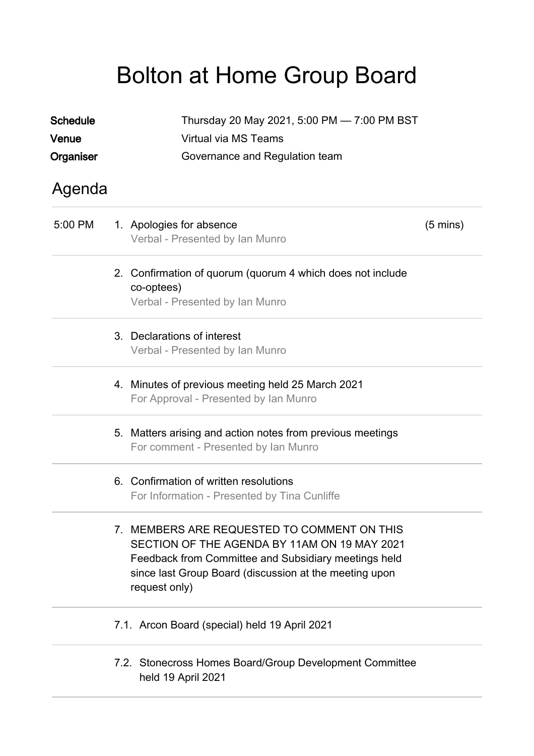# Bolton at Home Group Board

**Schedule** Thursday 20 May 2021, 5:00 PM — 7:00 PM BST

**Venue** Virtual via MS Teams

**Organiser** Governance and Regulation team

## Agenda

| | | |
|---|---|---|
| 5:00 PM | 1. Apologies for absence<br>Verbal - Presented by Ian Munro | (5 mins) |
| | 2. Confirmation of quorum (quorum 4 which does not include co-optees)<br>Verbal - Presented by Ian Munro | |
| | 3. Declarations of interest<br>Verbal - Presented by Ian Munro | |
| | 4. Minutes of previous meeting held 25 March 2021<br>For Approval - Presented by Ian Munro | |
| | 5. Matters arising and action notes from previous meetings<br>For comment - Presented by Ian Munro | |
| | 6. Confirmation of written resolutions<br>For Information - Presented by Tina Cunliffe | |
| | 7. MEMBERS ARE REQUESTED TO COMMENT ON THIS SECTION OF THE AGENDA BY 11AM ON 19 MAY 2021 Feedback from Committee and Subsidiary meetings held since last Group Board (discussion at the meeting upon request only) | |
| | 7.1. Arcon Board (special) held 19 April 2021 | |
| | 7.2. Stonecross Homes Board/Group Development Committee held 19 April 2021 | |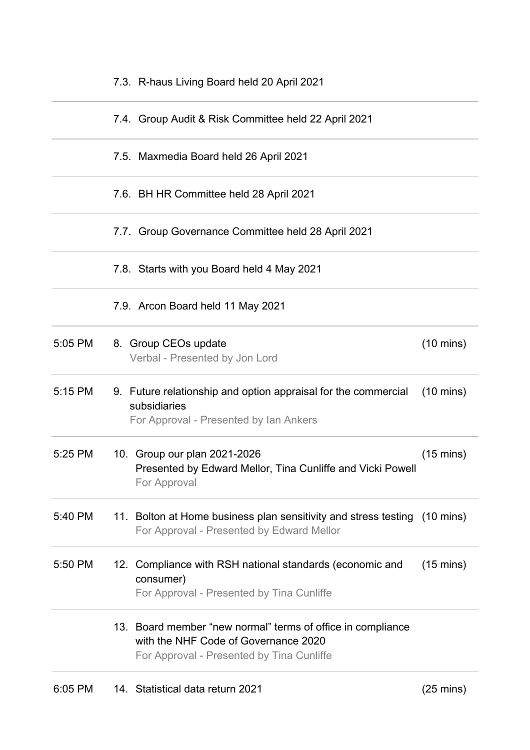| Time | Item | Duration |
|---|---|---|
| | 7.3. R-haus Living Board held 20 April 2021 | |
| | 7.4. Group Audit & Risk Committee held 22 April 2021 | |
| | 7.5. Maxmedia Board held 26 April 2021 | |
| | 7.6. BH HR Committee held 28 April 2021 | |
| | 7.7. Group Governance Committee held 28 April 2021 | |
| | 7.8. Starts with you Board held 4 May 2021 | |
| | 7.9. Arcon Board held 11 May 2021 | |
| 5:05 PM | 8. Group CEOs update<br>Verbal - Presented by Jon Lord | (10 mins) |
| 5:15 PM | 9. Future relationship and option appraisal for the commercial subsidiaries<br>For Approval - Presented by Ian Ankers | (10 mins) |
| 5:25 PM | 10. Group our plan 2021-2026<br>Presented by Edward Mellor, Tina Cunliffe and Vicki Powell<br>For Approval | (15 mins) |
| 5:40 PM | 11. Bolton at Home business plan sensitivity and stress testing<br>For Approval - Presented by Edward Mellor | (10 mins) |
| 5:50 PM | 12. Compliance with RSH national standards (economic and consumer)<br>For Approval - Presented by Tina Cunliffe | (15 mins) |
| | 13. Board member "new normal" terms of office in compliance with the NHF Code of Governance 2020<br>For Approval - Presented by Tina Cunliffe | |
| 6:05 PM | 14. Statistical data return 2021 | (25 mins) |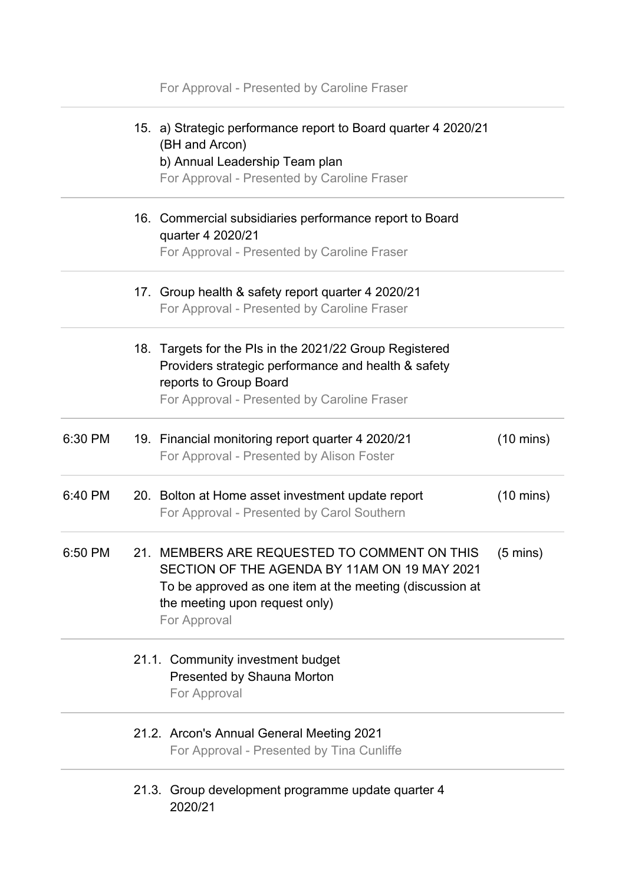For Approval - Presented by Caroline Fraser

| Time | Item | Duration |
| --- | --- | --- |
| | 15. a) Strategic performance report to Board quarter 4 2020/21 (BH and Arcon)<br>b) Annual Leadership Team plan<br>For Approval - Presented by Caroline Fraser | |
| | 16. Commercial subsidiaries performance report to Board quarter 4 2020/21<br>For Approval - Presented by Caroline Fraser | |
| | 17. Group health & safety report quarter 4 2020/21<br>For Approval - Presented by Caroline Fraser | |
| | 18. Targets for the PIs in the 2021/22 Group Registered Providers strategic performance and health & safety reports to Group Board<br>For Approval - Presented by Caroline Fraser | |
| 6:30 PM | 19. Financial monitoring report quarter 4 2020/21<br>For Approval - Presented by Alison Foster | (10 mins) |
| 6:40 PM | 20. Bolton at Home asset investment update report<br>For Approval - Presented by Carol Southern | (10 mins) |
| 6:50 PM | 21. MEMBERS ARE REQUESTED TO COMMENT ON THIS SECTION OF THE AGENDA BY 11AM ON 19 MAY 2021<br>To be approved as one item at the meeting (discussion at the meeting upon request only)<br>For Approval | (5 mins) |
| | 21.1. Community investment budget<br>Presented by Shauna Morton<br>For Approval | |
| | 21.2. Arcon's Annual General Meeting 2021<br>For Approval - Presented by Tina Cunliffe | |
| | 21.3. Group development programme update quarter 4 2020/21 | |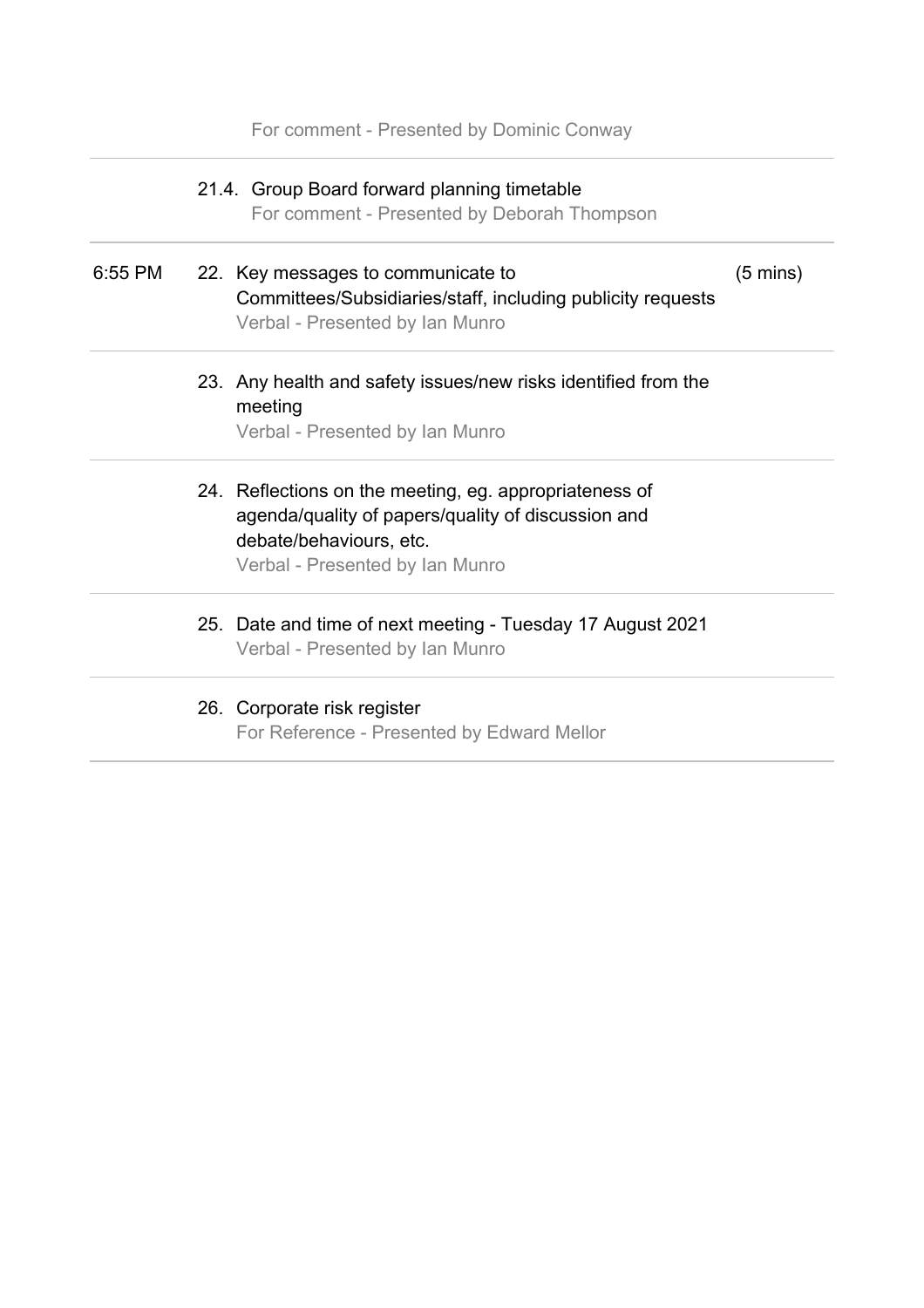For comment - Presented by Dominic Conway

---

21.4. Group Board forward planning timetable
For comment - Presented by Deborah Thompson

---

6:55 PM

22. Key messages to communicate to Committees/Subsidiaries/staff, including publicity requests (5 mins)
Verbal - Presented by Ian Munro

---

23. Any health and safety issues/new risks identified from the meeting
Verbal - Presented by Ian Munro

---

24. Reflections on the meeting, eg. appropriateness of agenda/quality of papers/quality of discussion and debate/behaviours, etc.
Verbal - Presented by Ian Munro

---

25. Date and time of next meeting - Tuesday 17 August 2021
Verbal - Presented by Ian Munro

---

26. Corporate risk register
For Reference - Presented by Edward Mellor